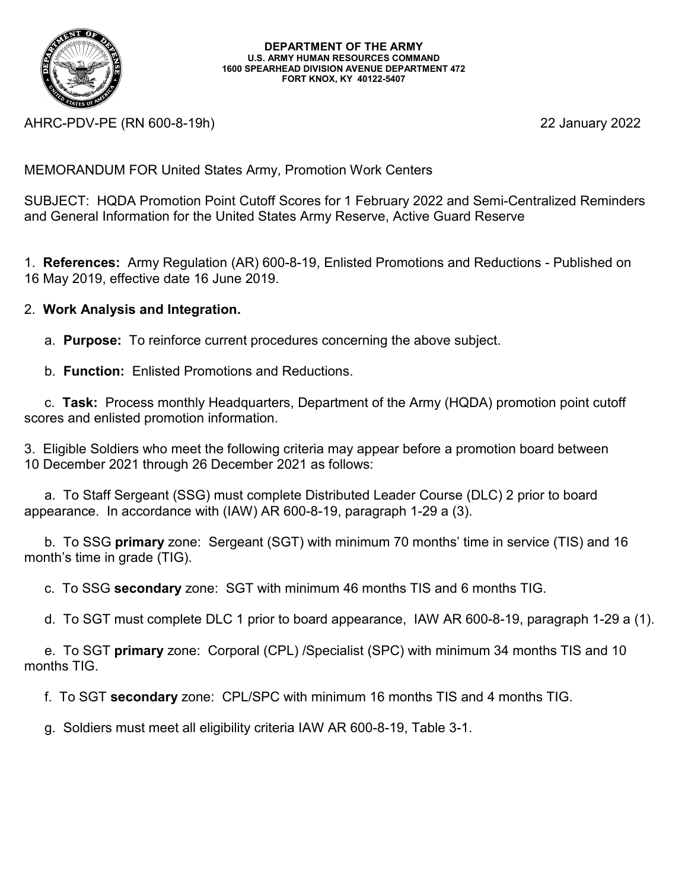**DEPARTMENT OF THE ARMY**
**U.S. ARMY HUMAN RESOURCES COMMAND**
**1600 SPEARHEAD DIVISION AVENUE DEPARTMENT 472**
**FORT KNOX, KY 40122-5407**

AHRC-PDV-PE (RN 600-8-19h) 22 January 2022

MEMORANDUM FOR United States Army, Promotion Work Centers

SUBJECT: HQDA Promotion Point Cutoff Scores for 1 February 2022 and Semi-Centralized Reminders and General Information for the United States Army Reserve, Active Guard Reserve

1. **References:** Army Regulation (AR) 600-8-19, Enlisted Promotions and Reductions - Published on 16 May 2019, effective date 16 June 2019.

2. **Work Analysis and Integration.**

   a. **Purpose:** To reinforce current procedures concerning the above subject.

   b. **Function:** Enlisted Promotions and Reductions.

   c. **Task:** Process monthly Headquarters, Department of the Army (HQDA) promotion point cutoff scores and enlisted promotion information.

3. Eligible Soldiers who meet the following criteria may appear before a promotion board between 10 December 2021 through 26 December 2021 as follows:

   a. To Staff Sergeant (SSG) must complete Distributed Leader Course (DLC) 2 prior to board appearance. In accordance with (IAW) AR 600-8-19, paragraph 1-29 a (3).

   b. To SSG **primary** zone: Sergeant (SGT) with minimum 70 months' time in service (TIS) and 16 month's time in grade (TIG).

   c. To SSG **secondary** zone: SGT with minimum 46 months TIS and 6 months TIG.

   d. To SGT must complete DLC 1 prior to board appearance, IAW AR 600-8-19, paragraph 1-29 a (1).

   e. To SGT **primary** zone: Corporal (CPL) /Specialist (SPC) with minimum 34 months TIS and 10 months TIG.

   f. To SGT **secondary** zone: CPL/SPC with minimum 16 months TIS and 4 months TIG.

   g. Soldiers must meet all eligibility criteria IAW AR 600-8-19, Table 3-1.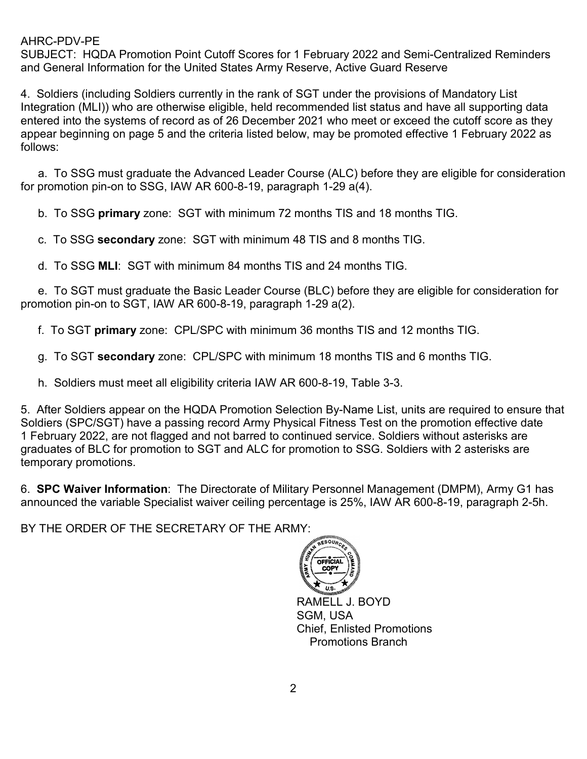AHRC-PDV-PE
SUBJECT: HQDA Promotion Point Cutoff Scores for 1 February 2022 and Semi-Centralized Reminders and General Information for the United States Army Reserve, Active Guard Reserve

4. Soldiers (including Soldiers currently in the rank of SGT under the provisions of Mandatory List Integration (MLI)) who are otherwise eligible, held recommended list status and have all supporting data entered into the systems of record as of 26 December 2021 who meet or exceed the cutoff score as they appear beginning on page 5 and the criteria listed below, may be promoted effective 1 February 2022 as follows:

a. To SSG must graduate the Advanced Leader Course (ALC) before they are eligible for consideration for promotion pin-on to SSG, IAW AR 600-8-19, paragraph 1-29 a(4).

b. To SSG **primary** zone: SGT with minimum 72 months TIS and 18 months TIG.

c. To SSG **secondary** zone: SGT with minimum 48 TIS and 8 months TIG.

d. To SSG **MLI**: SGT with minimum 84 months TIS and 24 months TIG.

e. To SGT must graduate the Basic Leader Course (BLC) before they are eligible for consideration for promotion pin-on to SGT, IAW AR 600-8-19, paragraph 1-29 a(2).

f. To SGT **primary** zone: CPL/SPC with minimum 36 months TIS and 12 months TIG.

g. To SGT **secondary** zone: CPL/SPC with minimum 18 months TIS and 6 months TIG.

h. Soldiers must meet all eligibility criteria IAW AR 600-8-19, Table 3-3.

5. After Soldiers appear on the HQDA Promotion Selection By-Name List, units are required to ensure that Soldiers (SPC/SGT) have a passing record Army Physical Fitness Test on the promotion effective date 1 February 2022, are not flagged and not barred to continued service. Soldiers without asterisks are graduates of BLC for promotion to SGT and ALC for promotion to SSG. Soldiers with 2 asterisks are temporary promotions.

6. **SPC Waiver Information**: The Directorate of Military Personnel Management (DMPM), Army G1 has announced the variable Specialist waiver ceiling percentage is 25%, IAW AR 600-8-19, paragraph 2-5h.

BY THE ORDER OF THE SECRETARY OF THE ARMY:

RAMELL J. BOYD
SGM, USA
Chief, Enlisted Promotions
Promotions Branch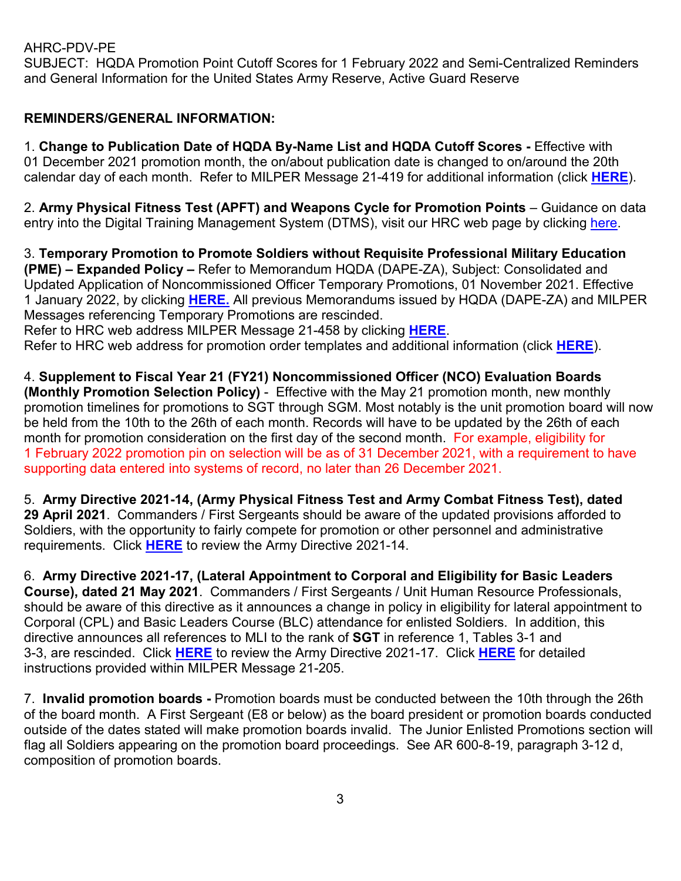AHRC-PDV-PE
SUBJECT: HQDA Promotion Point Cutoff Scores for 1 February 2022 and Semi-Centralized Reminders and General Information for the United States Army Reserve, Active Guard Reserve

**REMINDERS/GENERAL INFORMATION:**

1. **Change to Publication Date of HQDA By-Name List and HQDA Cutoff Scores -** Effective with 01 December 2021 promotion month, the on/about publication date is changed to on/around the 20th calendar day of each month. Refer to MILPER Message 21-419 for additional information (click **HERE**).

2. **Army Physical Fitness Test (APFT) and Weapons Cycle for Promotion Points** – Guidance on data entry into the Digital Training Management System (DTMS), visit our HRC web page by clicking here.

3. **Temporary Promotion to Promote Soldiers without Requisite Professional Military Education (PME) – Expanded Policy –** Refer to Memorandum HQDA (DAPE-ZA), Subject: Consolidated and Updated Application of Noncommissioned Officer Temporary Promotions, 01 November 2021. Effective 1 January 2022, by clicking **HERE.** All previous Memorandums issued by HQDA (DAPE-ZA) and MILPER Messages referencing Temporary Promotions are rescinded.
Refer to HRC web address MILPER Message 21-458 by clicking **HERE**.
Refer to HRC web address for promotion order templates and additional information (click **HERE**).

4. **Supplement to Fiscal Year 21 (FY21) Noncommissioned Officer (NCO) Evaluation Boards (Monthly Promotion Selection Policy)** - Effective with the May 21 promotion month, new monthly promotion timelines for promotions to SGT through SGM. Most notably is the unit promotion board will now be held from the 10th to the 26th of each month. Records will have to be updated by the 26th of each month for promotion consideration on the first day of the second month. For example, eligibility for 1 February 2022 promotion pin on selection will be as of 31 December 2021, with a requirement to have supporting data entered into systems of record, no later than 26 December 2021.

5. **Army Directive 2021-14, (Army Physical Fitness Test and Army Combat Fitness Test), dated 29 April 2021**. Commanders / First Sergeants should be aware of the updated provisions afforded to Soldiers, with the opportunity to fairly compete for promotion or other personnel and administrative requirements. Click **HERE** to review the Army Directive 2021-14.

6. **Army Directive 2021-17, (Lateral Appointment to Corporal and Eligibility for Basic Leaders Course), dated 21 May 2021**. Commanders / First Sergeants / Unit Human Resource Professionals, should be aware of this directive as it announces a change in policy in eligibility for lateral appointment to Corporal (CPL) and Basic Leaders Course (BLC) attendance for enlisted Soldiers. In addition, this directive announces all references to MLI to the rank of **SGT** in reference 1, Tables 3-1 and 3-3, are rescinded. Click **HERE** to review the Army Directive 2021-17. Click **HERE** for detailed instructions provided within MILPER Message 21-205.

7. **Invalid promotion boards -** Promotion boards must be conducted between the 10th through the 26th of the board month. A First Sergeant (E8 or below) as the board president or promotion boards conducted outside of the dates stated will make promotion boards invalid. The Junior Enlisted Promotions section will flag all Soldiers appearing on the promotion board proceedings. See AR 600-8-19, paragraph 3-12 d, composition of promotion boards.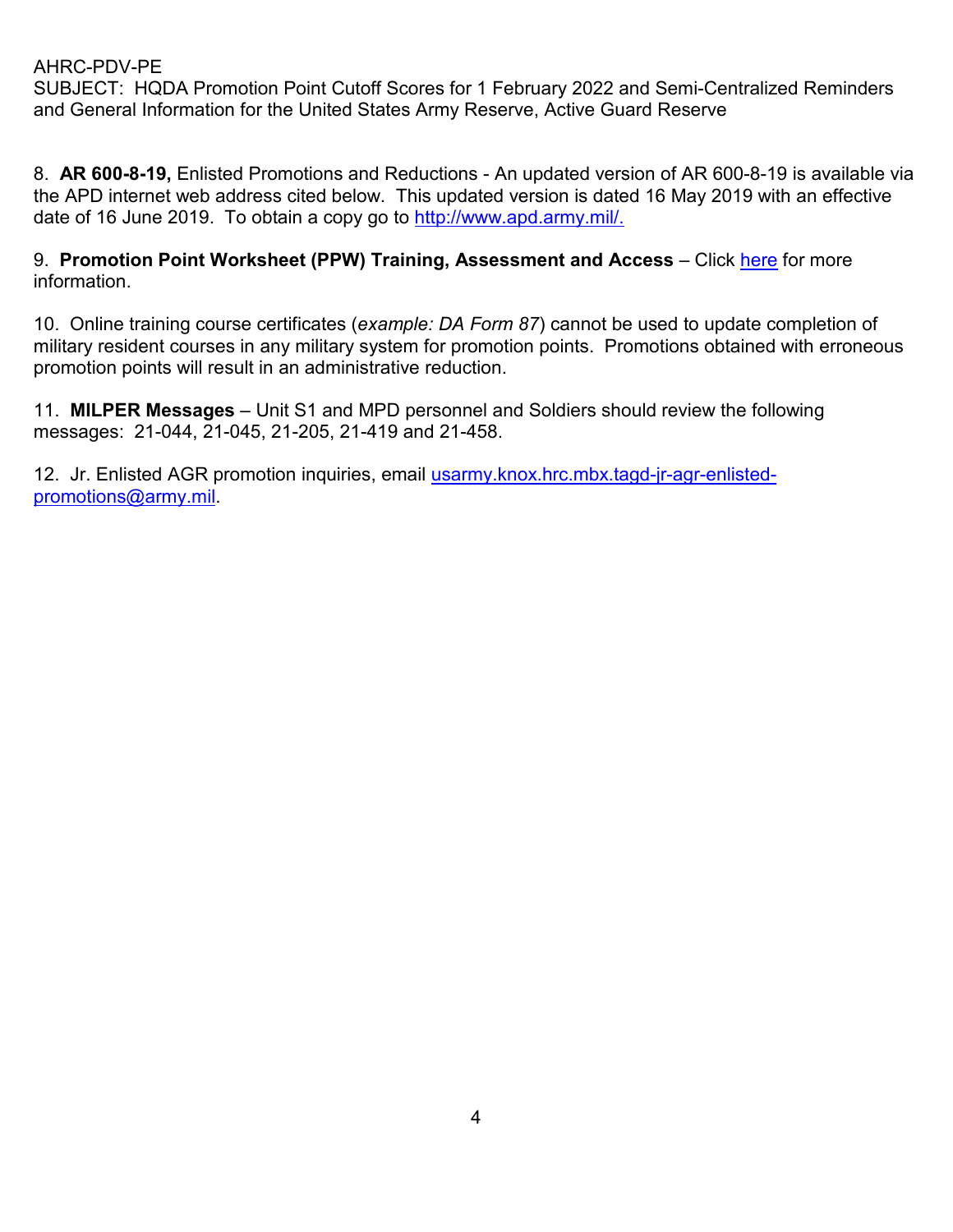8. **AR 600-8-19,** Enlisted Promotions and Reductions - An updated version of AR 600-8-19 is available via the APD internet web address cited below. This updated version is dated 16 May 2019 with an effective date of 16 June 2019. To obtain a copy go to [http://www.apd.army.mil/.](http://www.apd.army.mil/)

9. **Promotion Point Worksheet (PPW) Training, Assessment and Access** – Click here for more information.

10. Online training course certificates (*example: DA Form 87*) cannot be used to update completion of military resident courses in any military system for promotion points. Promotions obtained with erroneous promotion points will result in an administrative reduction.

11. **MILPER Messages** – Unit S1 and MPD personnel and Soldiers should review the following messages: 21-044, 21-045, 21-205, 21-419 and 21-458.

12. Jr. Enlisted AGR promotion inquiries, email usarmy.knox.hrc.mbx.tagd-jr-agr-enlisted-promotions@army.mil.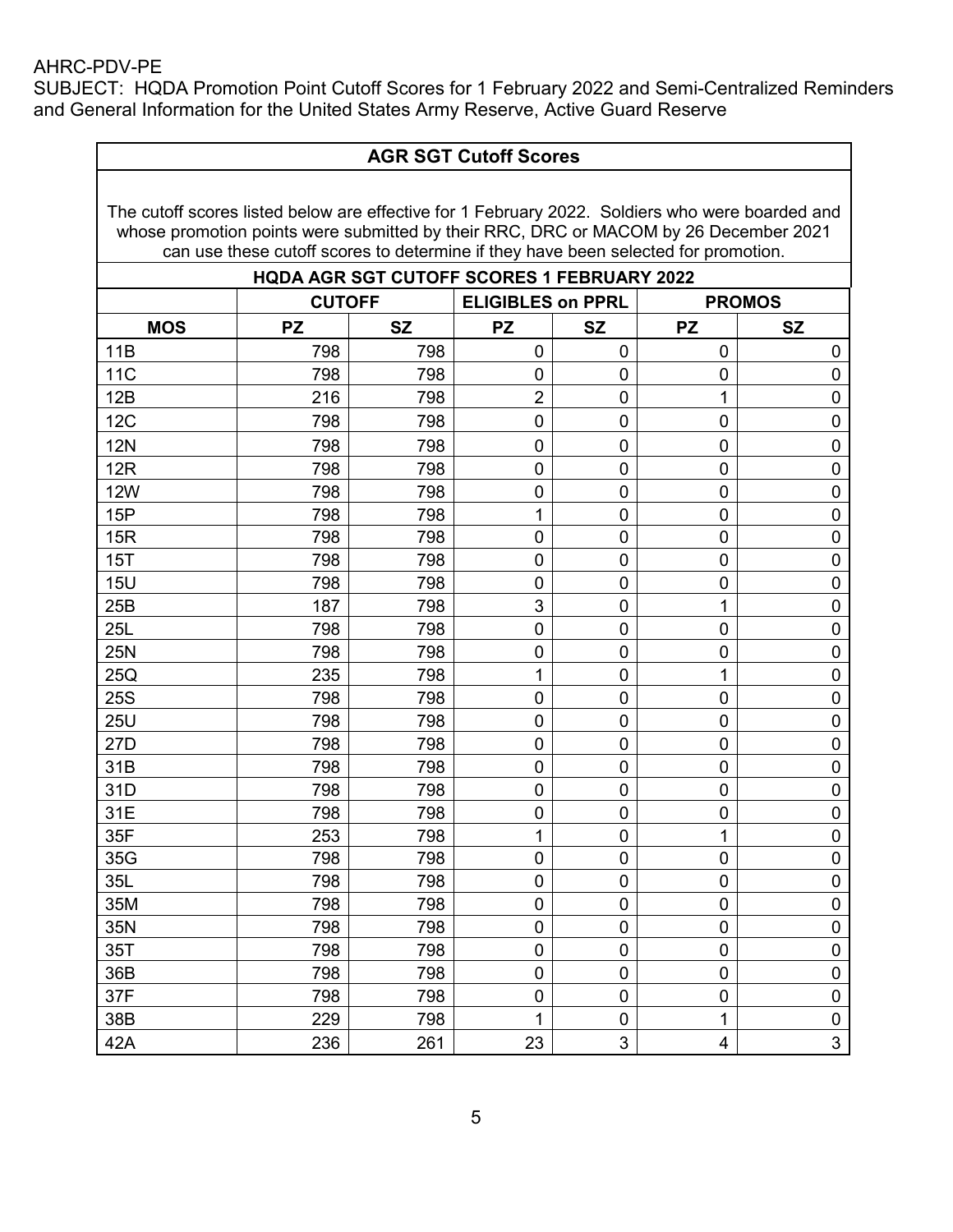AHRC-PDV-PE
SUBJECT: HQDA Promotion Point Cutoff Scores for 1 February 2022 and Semi-Centralized Reminders and General Information for the United States Army Reserve, Active Guard Reserve

**AGR SGT Cutoff Scores**

The cutoff scores listed below are effective for 1 February 2022. Soldiers who were boarded and whose promotion points were submitted by their RRC, DRC or MACOM by 26 December 2021 can use these cutoff scores to determine if they have been selected for promotion.

**HQDA AGR SGT CUTOFF SCORES 1 FEBRUARY 2022**

| | CUTOFF | | ELIGIBLES on PPRL | | PROMOS | |
|---|---|---|---|---|---|---|
| **MOS** | **PZ** | **SZ** | **PZ** | **SZ** | **PZ** | **SZ** |
| 11B | 798 | 798 | 0 | 0 | 0 | 0 |
| 11C | 798 | 798 | 0 | 0 | 0 | 0 |
| 12B | 216 | 798 | 2 | 0 | 1 | 0 |
| 12C | 798 | 798 | 0 | 0 | 0 | 0 |
| 12N | 798 | 798 | 0 | 0 | 0 | 0 |
| 12R | 798 | 798 | 0 | 0 | 0 | 0 |
| 12W | 798 | 798 | 0 | 0 | 0 | 0 |
| 15P | 798 | 798 | 1 | 0 | 0 | 0 |
| 15R | 798 | 798 | 0 | 0 | 0 | 0 |
| 15T | 798 | 798 | 0 | 0 | 0 | 0 |
| 15U | 798 | 798 | 0 | 0 | 0 | 0 |
| 25B | 187 | 798 | 3 | 0 | 1 | 0 |
| 25L | 798 | 798 | 0 | 0 | 0 | 0 |
| 25N | 798 | 798 | 0 | 0 | 0 | 0 |
| 25Q | 235 | 798 | 1 | 0 | 1 | 0 |
| 25S | 798 | 798 | 0 | 0 | 0 | 0 |
| 25U | 798 | 798 | 0 | 0 | 0 | 0 |
| 27D | 798 | 798 | 0 | 0 | 0 | 0 |
| 31B | 798 | 798 | 0 | 0 | 0 | 0 |
| 31D | 798 | 798 | 0 | 0 | 0 | 0 |
| 31E | 798 | 798 | 0 | 0 | 0 | 0 |
| 35F | 253 | 798 | 1 | 0 | 1 | 0 |
| 35G | 798 | 798 | 0 | 0 | 0 | 0 |
| 35L | 798 | 798 | 0 | 0 | 0 | 0 |
| 35M | 798 | 798 | 0 | 0 | 0 | 0 |
| 35N | 798 | 798 | 0 | 0 | 0 | 0 |
| 35T | 798 | 798 | 0 | 0 | 0 | 0 |
| 36B | 798 | 798 | 0 | 0 | 0 | 0 |
| 37F | 798 | 798 | 0 | 0 | 0 | 0 |
| 38B | 229 | 798 | 1 | 0 | 1 | 0 |
| 42A | 236 | 261 | 23 | 3 | 4 | 3 |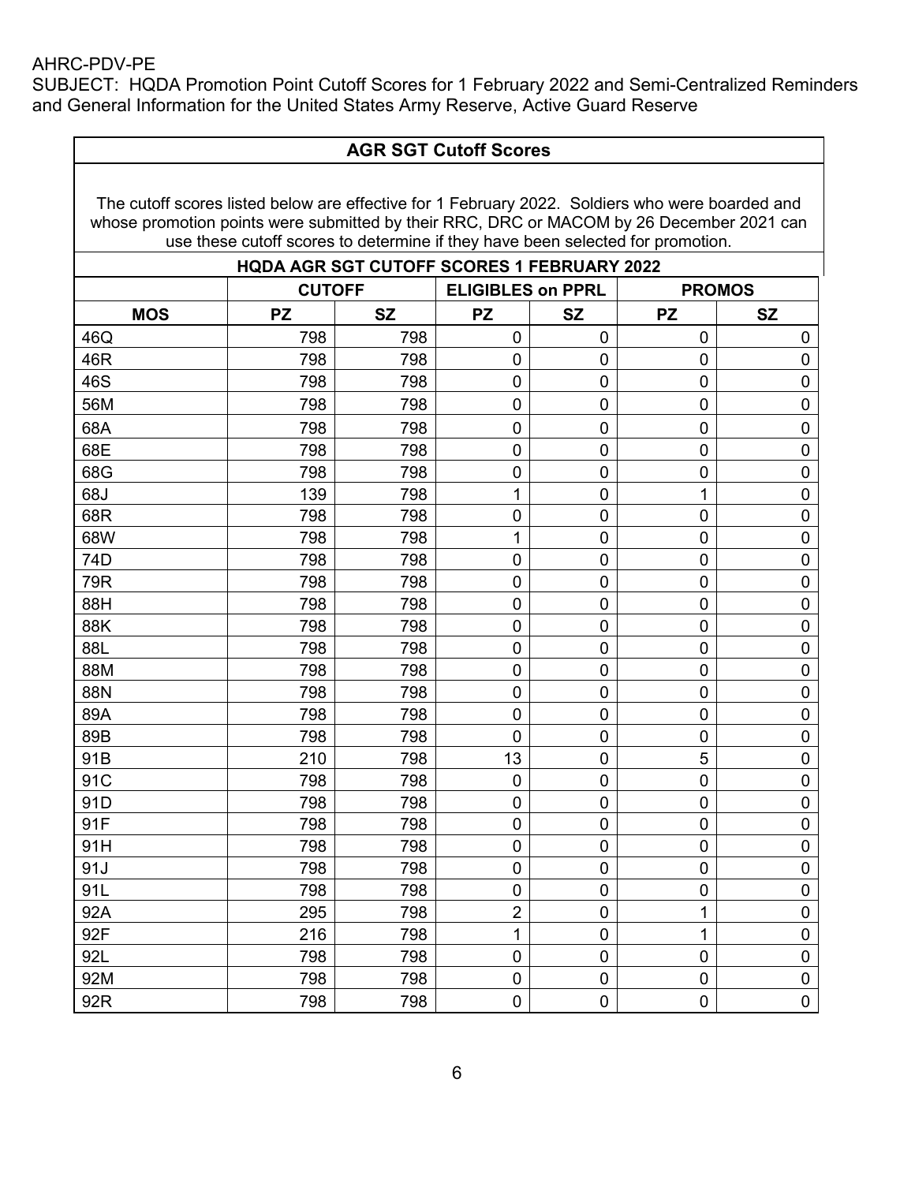AHRC-PDV-PE
SUBJECT: HQDA Promotion Point Cutoff Scores for 1 February 2022 and Semi-Centralized Reminders and General Information for the United States Army Reserve, Active Guard Reserve

## AGR SGT Cutoff Scores

The cutoff scores listed below are effective for 1 February 2022. Soldiers who were boarded and whose promotion points were submitted by their RRC, DRC or MACOM by 26 December 2021 can use these cutoff scores to determine if they have been selected for promotion.

**HQDA AGR SGT CUTOFF SCORES 1 FEBRUARY 2022**

| | CUTOFF | | ELIGIBLES on PPRL | | PROMOS | |
|---|---|---|---|---|---|---|
| **MOS** | **PZ** | **SZ** | **PZ** | **SZ** | **PZ** | **SZ** |
| 46Q | 798 | 798 | 0 | 0 | 0 | 0 |
| 46R | 798 | 798 | 0 | 0 | 0 | 0 |
| 46S | 798 | 798 | 0 | 0 | 0 | 0 |
| 56M | 798 | 798 | 0 | 0 | 0 | 0 |
| 68A | 798 | 798 | 0 | 0 | 0 | 0 |
| 68E | 798 | 798 | 0 | 0 | 0 | 0 |
| 68G | 798 | 798 | 0 | 0 | 0 | 0 |
| 68J | 139 | 798 | 1 | 0 | 1 | 0 |
| 68R | 798 | 798 | 0 | 0 | 0 | 0 |
| 68W | 798 | 798 | 1 | 0 | 0 | 0 |
| 74D | 798 | 798 | 0 | 0 | 0 | 0 |
| 79R | 798 | 798 | 0 | 0 | 0 | 0 |
| 88H | 798 | 798 | 0 | 0 | 0 | 0 |
| 88K | 798 | 798 | 0 | 0 | 0 | 0 |
| 88L | 798 | 798 | 0 | 0 | 0 | 0 |
| 88M | 798 | 798 | 0 | 0 | 0 | 0 |
| 88N | 798 | 798 | 0 | 0 | 0 | 0 |
| 89A | 798 | 798 | 0 | 0 | 0 | 0 |
| 89B | 798 | 798 | 0 | 0 | 0 | 0 |
| 91B | 210 | 798 | 13 | 0 | 5 | 0 |
| 91C | 798 | 798 | 0 | 0 | 0 | 0 |
| 91D | 798 | 798 | 0 | 0 | 0 | 0 |
| 91F | 798 | 798 | 0 | 0 | 0 | 0 |
| 91H | 798 | 798 | 0 | 0 | 0 | 0 |
| 91J | 798 | 798 | 0 | 0 | 0 | 0 |
| 91L | 798 | 798 | 0 | 0 | 0 | 0 |
| 92A | 295 | 798 | 2 | 0 | 1 | 0 |
| 92F | 216 | 798 | 1 | 0 | 1 | 0 |
| 92L | 798 | 798 | 0 | 0 | 0 | 0 |
| 92M | 798 | 798 | 0 | 0 | 0 | 0 |
| 92R | 798 | 798 | 0 | 0 | 0 | 0 |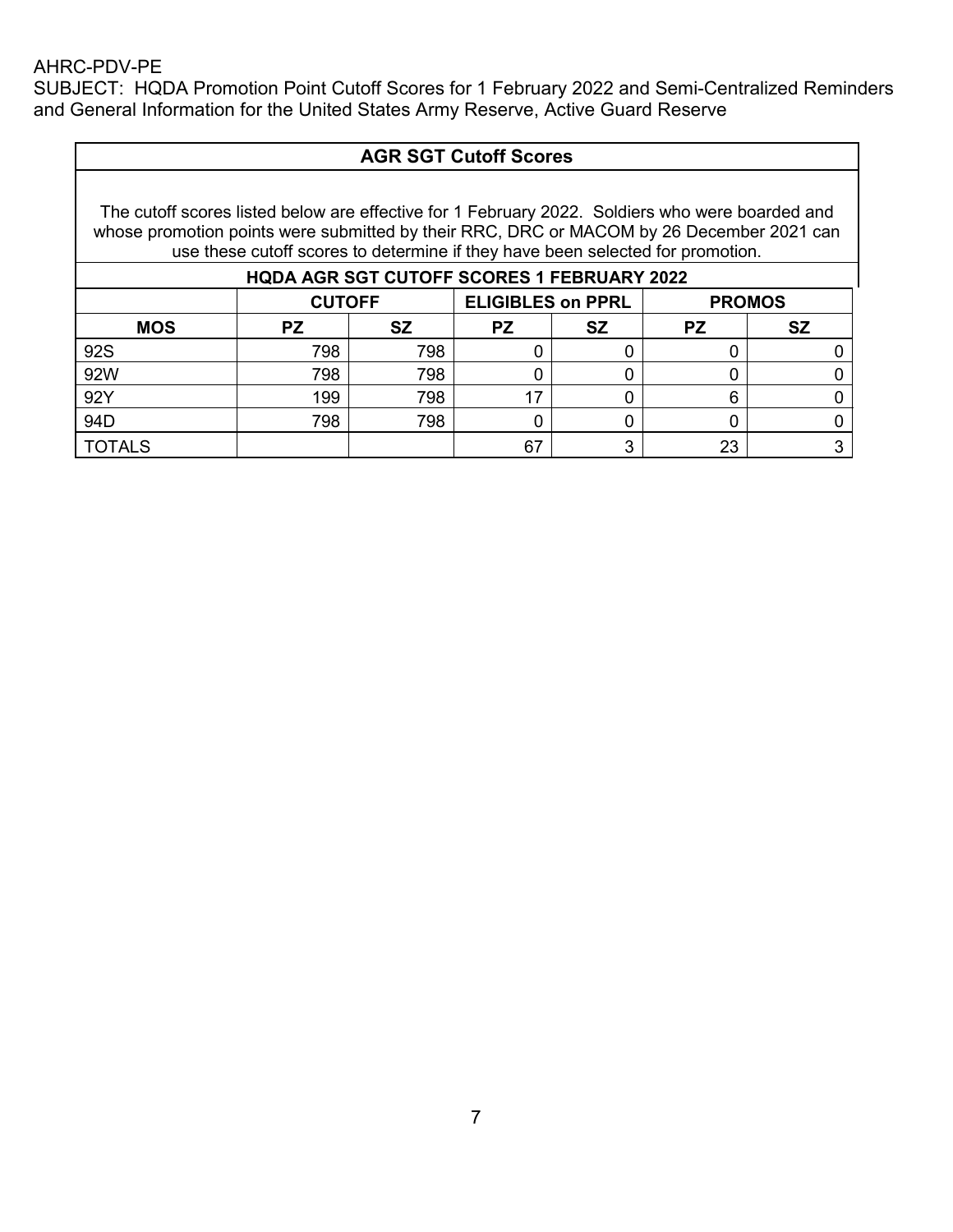AHRC-PDV-PE
SUBJECT: HQDA Promotion Point Cutoff Scores for 1 February 2022 and Semi-Centralized Reminders and General Information for the United States Army Reserve, Active Guard Reserve

## AGR SGT Cutoff Scores

The cutoff scores listed below are effective for 1 February 2022. Soldiers who were boarded and whose promotion points were submitted by their RRC, DRC or MACOM by 26 December 2021 can use these cutoff scores to determine if they have been selected for promotion.

**HQDA AGR SGT CUTOFF SCORES 1 FEBRUARY 2022**

| | CUTOFF | | ELIGIBLES on PPRL | | PROMOS | |
|---|---|---|---|---|---|---|
| **MOS** | **PZ** | **SZ** | **PZ** | **SZ** | **PZ** | **SZ** |
| 92S | 798 | 798 | 0 | 0 | 0 | 0 |
| 92W | 798 | 798 | 0 | 0 | 0 | 0 |
| 92Y | 199 | 798 | 17 | 0 | 6 | 0 |
| 94D | 798 | 798 | 0 | 0 | 0 | 0 |
| TOTALS | | | 67 | 3 | 23 | 3 |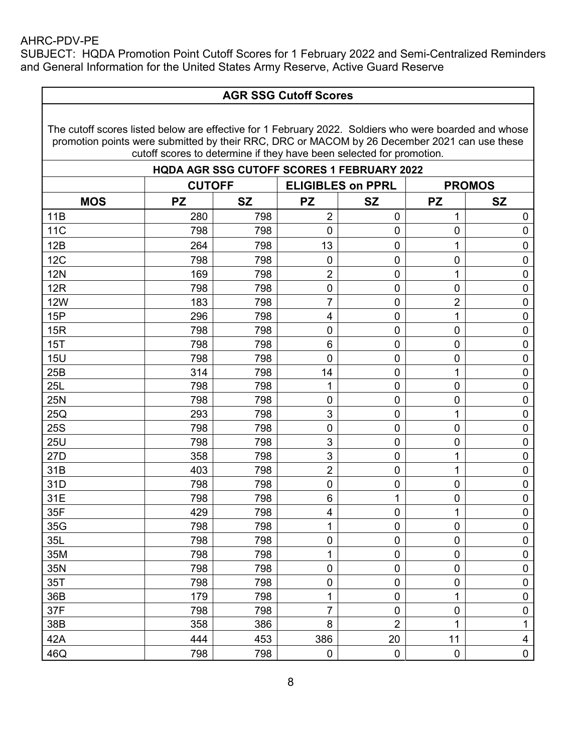AHRC-PDV-PE
SUBJECT: HQDA Promotion Point Cutoff Scores for 1 February 2022 and Semi-Centralized Reminders and General Information for the United States Army Reserve, Active Guard Reserve

**AGR SSG Cutoff Scores**

The cutoff scores listed below are effective for 1 February 2022. Soldiers who were boarded and whose promotion points were submitted by their RRC, DRC or MACOM by 26 December 2021 can use these cutoff scores to determine if they have been selected for promotion.

**HQDA AGR SSG CUTOFF SCORES 1 FEBRUARY 2022**

| | CUTOFF | | ELIGIBLES on PPRL | | PROMOS | |
|---|---|---|---|---|---|---|
| MOS | PZ | SZ | PZ | SZ | PZ | SZ |
| 11B | 280 | 798 | 2 | 0 | 1 | 0 |
| 11C | 798 | 798 | 0 | 0 | 0 | 0 |
| 12B | 264 | 798 | 13 | 0 | 1 | 0 |
| 12C | 798 | 798 | 0 | 0 | 0 | 0 |
| 12N | 169 | 798 | 2 | 0 | 1 | 0 |
| 12R | 798 | 798 | 0 | 0 | 0 | 0 |
| 12W | 183 | 798 | 7 | 0 | 2 | 0 |
| 15P | 296 | 798 | 4 | 0 | 1 | 0 |
| 15R | 798 | 798 | 0 | 0 | 0 | 0 |
| 15T | 798 | 798 | 6 | 0 | 0 | 0 |
| 15U | 798 | 798 | 0 | 0 | 0 | 0 |
| 25B | 314 | 798 | 14 | 0 | 1 | 0 |
| 25L | 798 | 798 | 1 | 0 | 0 | 0 |
| 25N | 798 | 798 | 0 | 0 | 0 | 0 |
| 25Q | 293 | 798 | 3 | 0 | 1 | 0 |
| 25S | 798 | 798 | 0 | 0 | 0 | 0 |
| 25U | 798 | 798 | 3 | 0 | 0 | 0 |
| 27D | 358 | 798 | 3 | 0 | 1 | 0 |
| 31B | 403 | 798 | 2 | 0 | 1 | 0 |
| 31D | 798 | 798 | 0 | 0 | 0 | 0 |
| 31E | 798 | 798 | 6 | 1 | 0 | 0 |
| 35F | 429 | 798 | 4 | 0 | 1 | 0 |
| 35G | 798 | 798 | 1 | 0 | 0 | 0 |
| 35L | 798 | 798 | 0 | 0 | 0 | 0 |
| 35M | 798 | 798 | 1 | 0 | 0 | 0 |
| 35N | 798 | 798 | 0 | 0 | 0 | 0 |
| 35T | 798 | 798 | 0 | 0 | 0 | 0 |
| 36B | 179 | 798 | 1 | 0 | 1 | 0 |
| 37F | 798 | 798 | 7 | 0 | 0 | 0 |
| 38B | 358 | 386 | 8 | 2 | 1 | 1 |
| 42A | 444 | 453 | 386 | 20 | 11 | 4 |
| 46Q | 798 | 798 | 0 | 0 | 0 | 0 |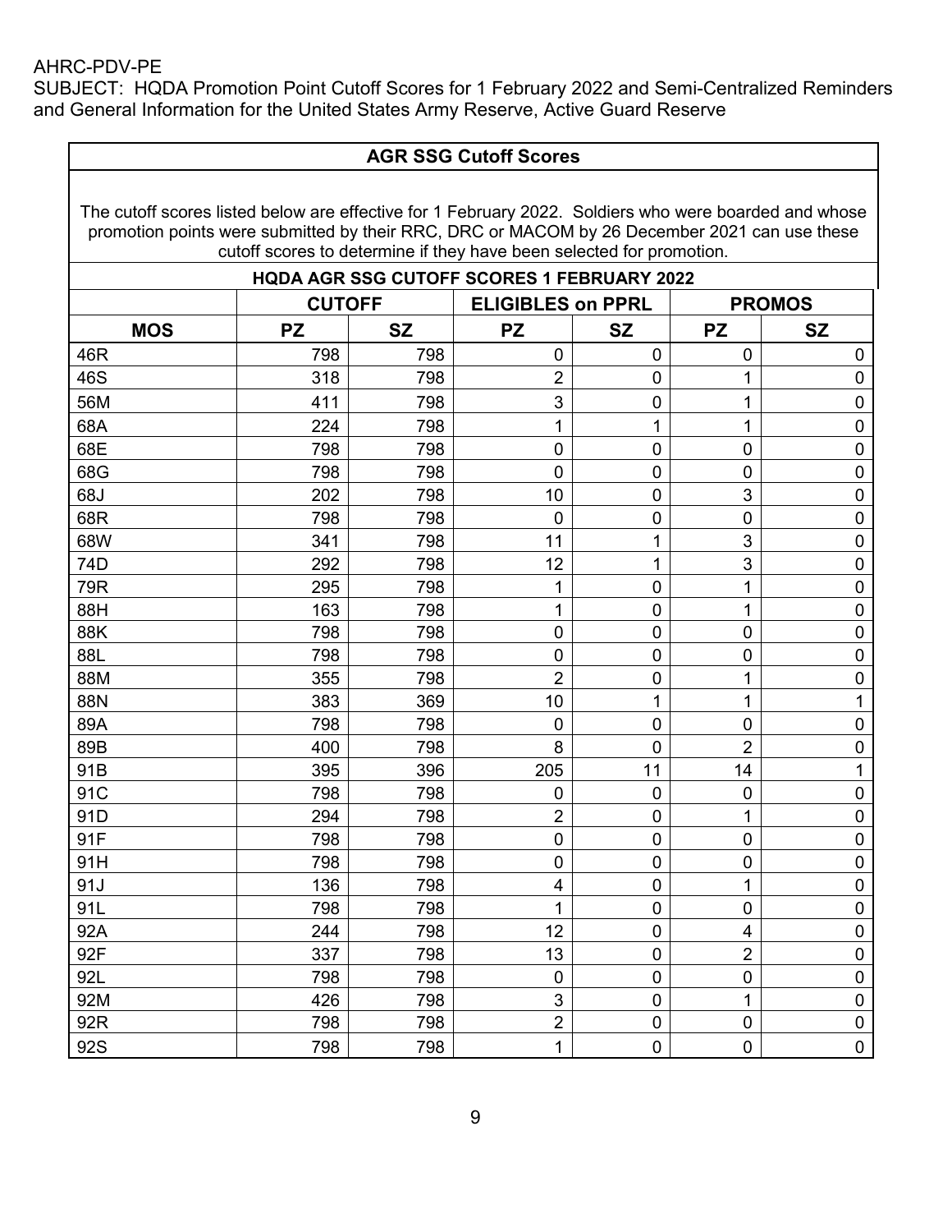AHRC-PDV-PE
SUBJECT: HQDA Promotion Point Cutoff Scores for 1 February 2022 and Semi-Centralized Reminders and General Information for the United States Army Reserve, Active Guard Reserve

**AGR SSG Cutoff Scores**

The cutoff scores listed below are effective for 1 February 2022. Soldiers who were boarded and whose promotion points were submitted by their RRC, DRC or MACOM by 26 December 2021 can use these cutoff scores to determine if they have been selected for promotion.

**HQDA AGR SSG CUTOFF SCORES 1 FEBRUARY 2022**

| | CUTOFF | | ELIGIBLES on PPRL | | PROMOS | |
|---|---|---|---|---|---|---|
| MOS | PZ | SZ | PZ | SZ | PZ | SZ |
| 46R | 798 | 798 | 0 | 0 | 0 | 0 |
| 46S | 318 | 798 | 2 | 0 | 1 | 0 |
| 56M | 411 | 798 | 3 | 0 | 1 | 0 |
| 68A | 224 | 798 | 1 | 1 | 1 | 0 |
| 68E | 798 | 798 | 0 | 0 | 0 | 0 |
| 68G | 798 | 798 | 0 | 0 | 0 | 0 |
| 68J | 202 | 798 | 10 | 0 | 3 | 0 |
| 68R | 798 | 798 | 0 | 0 | 0 | 0 |
| 68W | 341 | 798 | 11 | 1 | 3 | 0 |
| 74D | 292 | 798 | 12 | 1 | 3 | 0 |
| 79R | 295 | 798 | 1 | 0 | 1 | 0 |
| 88H | 163 | 798 | 1 | 0 | 1 | 0 |
| 88K | 798 | 798 | 0 | 0 | 0 | 0 |
| 88L | 798 | 798 | 0 | 0 | 0 | 0 |
| 88M | 355 | 798 | 2 | 0 | 1 | 0 |
| 88N | 383 | 369 | 10 | 1 | 1 | 1 |
| 89A | 798 | 798 | 0 | 0 | 0 | 0 |
| 89B | 400 | 798 | 8 | 0 | 2 | 0 |
| 91B | 395 | 396 | 205 | 11 | 14 | 1 |
| 91C | 798 | 798 | 0 | 0 | 0 | 0 |
| 91D | 294 | 798 | 2 | 0 | 1 | 0 |
| 91F | 798 | 798 | 0 | 0 | 0 | 0 |
| 91H | 798 | 798 | 0 | 0 | 0 | 0 |
| 91J | 136 | 798 | 4 | 0 | 1 | 0 |
| 91L | 798 | 798 | 1 | 0 | 0 | 0 |
| 92A | 244 | 798 | 12 | 0 | 4 | 0 |
| 92F | 337 | 798 | 13 | 0 | 2 | 0 |
| 92L | 798 | 798 | 0 | 0 | 0 | 0 |
| 92M | 426 | 798 | 3 | 0 | 1 | 0 |
| 92R | 798 | 798 | 2 | 0 | 0 | 0 |
| 92S | 798 | 798 | 1 | 0 | 0 | 0 |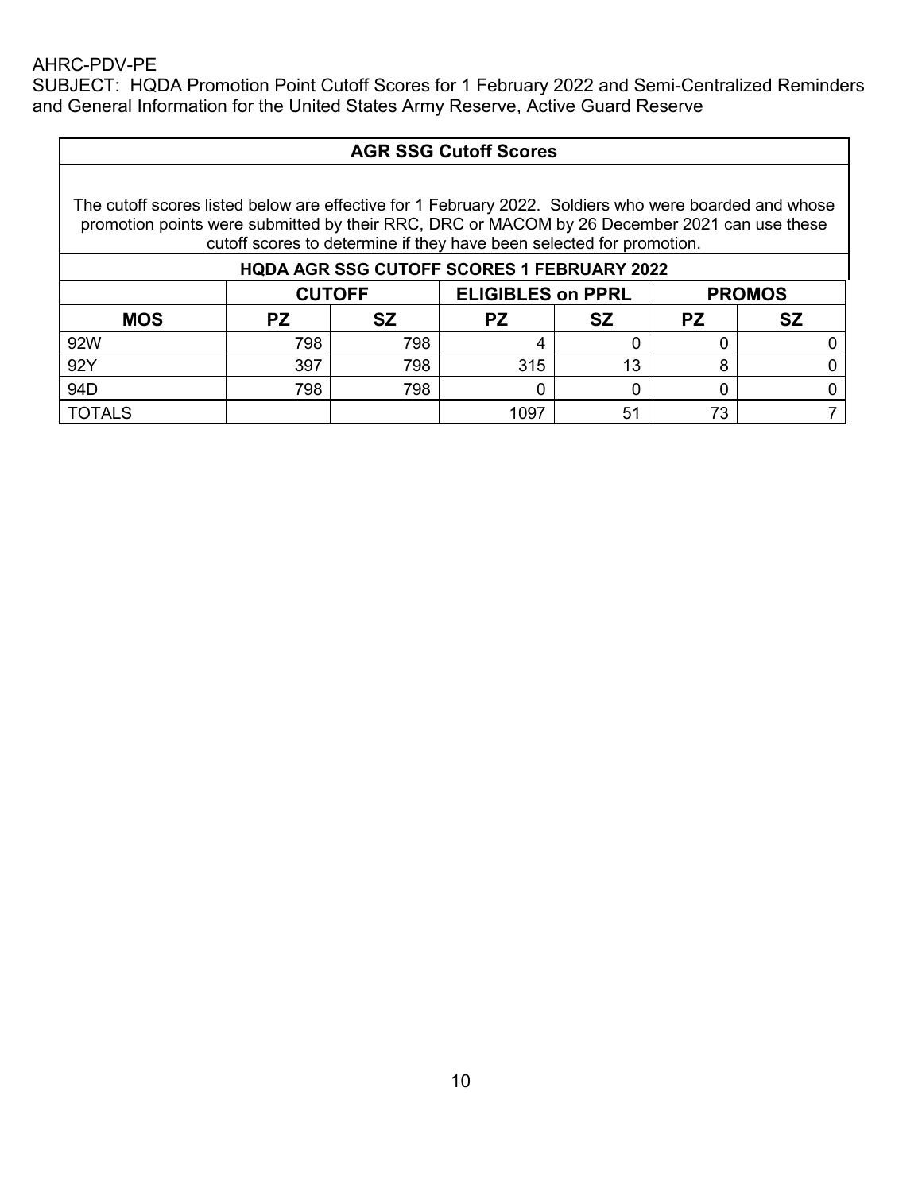AHRC-PDV-PE
SUBJECT: HQDA Promotion Point Cutoff Scores for 1 February 2022 and Semi-Centralized Reminders and General Information for the United States Army Reserve, Active Guard Reserve

## AGR SSG Cutoff Scores

The cutoff scores listed below are effective for 1 February 2022. Soldiers who were boarded and whose promotion points were submitted by their RRC, DRC or MACOM by 26 December 2021 can use these cutoff scores to determine if they have been selected for promotion.

**HQDA AGR SSG CUTOFF SCORES 1 FEBRUARY 2022**

| | CUTOFF | | ELIGIBLES on PPRL | | PROMOS | |
|---|---|---|---|---|---|---|
| **MOS** | **PZ** | **SZ** | **PZ** | **SZ** | **PZ** | **SZ** |
| 92W | 798 | 798 | 4 | 0 | 0 | 0 |
| 92Y | 397 | 798 | 315 | 13 | 8 | 0 |
| 94D | 798 | 798 | 0 | 0 | 0 | 0 |
| TOTALS | | | 1097 | 51 | 73 | 7 |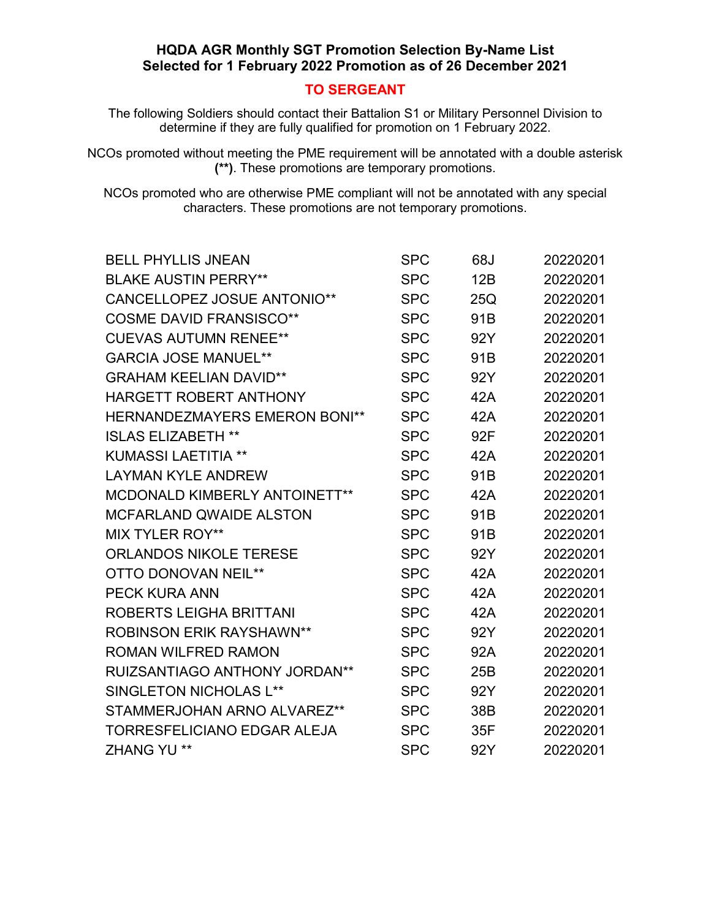**HQDA AGR Monthly SGT Promotion Selection By-Name List**
**Selected for 1 February 2022 Promotion as of 26 December 2021**

**TO SERGEANT**

The following Soldiers should contact their Battalion S1 or Military Personnel Division to determine if they are fully qualified for promotion on 1 February 2022.

NCOs promoted without meeting the PME requirement will be annotated with a double asterisk **(\*\*)**. These promotions are temporary promotions.

NCOs promoted who are otherwise PME compliant will not be annotated with any special characters. These promotions are not temporary promotions.

| | | | |
|---|---|---|---|
| BELL PHYLLIS JNEAN | SPC | 68J | 20220201 |
| BLAKE AUSTIN PERRY** | SPC | 12B | 20220201 |
| CANCELLOPEZ JOSUE ANTONIO** | SPC | 25Q | 20220201 |
| COSME DAVID FRANSISCO** | SPC | 91B | 20220201 |
| CUEVAS AUTUMN RENEE** | SPC | 92Y | 20220201 |
| GARCIA JOSE MANUEL** | SPC | 91B | 20220201 |
| GRAHAM KEELIAN DAVID** | SPC | 92Y | 20220201 |
| HARGETT ROBERT ANTHONY | SPC | 42A | 20220201 |
| HERNANDEZMAYERS EMERON BONI** | SPC | 42A | 20220201 |
| ISLAS ELIZABETH ** | SPC | 92F | 20220201 |
| KUMASSI LAETITIA ** | SPC | 42A | 20220201 |
| LAYMAN KYLE ANDREW | SPC | 91B | 20220201 |
| MCDONALD KIMBERLY ANTOINETT** | SPC | 42A | 20220201 |
| MCFARLAND QWAIDE ALSTON | SPC | 91B | 20220201 |
| MIX TYLER ROY** | SPC | 91B | 20220201 |
| ORLANDOS NIKOLE TERESE | SPC | 92Y | 20220201 |
| OTTO DONOVAN NEIL** | SPC | 42A | 20220201 |
| PECK KURA ANN | SPC | 42A | 20220201 |
| ROBERTS LEIGHA BRITTANI | SPC | 42A | 20220201 |
| ROBINSON ERIK RAYSHAWN** | SPC | 92Y | 20220201 |
| ROMAN WILFRED RAMON | SPC | 92A | 20220201 |
| RUIZSANTIAGO ANTHONY JORDAN** | SPC | 25B | 20220201 |
| SINGLETON NICHOLAS L** | SPC | 92Y | 20220201 |
| STAMMERJOHAN ARNO ALVAREZ** | SPC | 38B | 20220201 |
| TORRESFELICIANO EDGAR ALEJA | SPC | 35F | 20220201 |
| ZHANG YU ** | SPC | 92Y | 20220201 |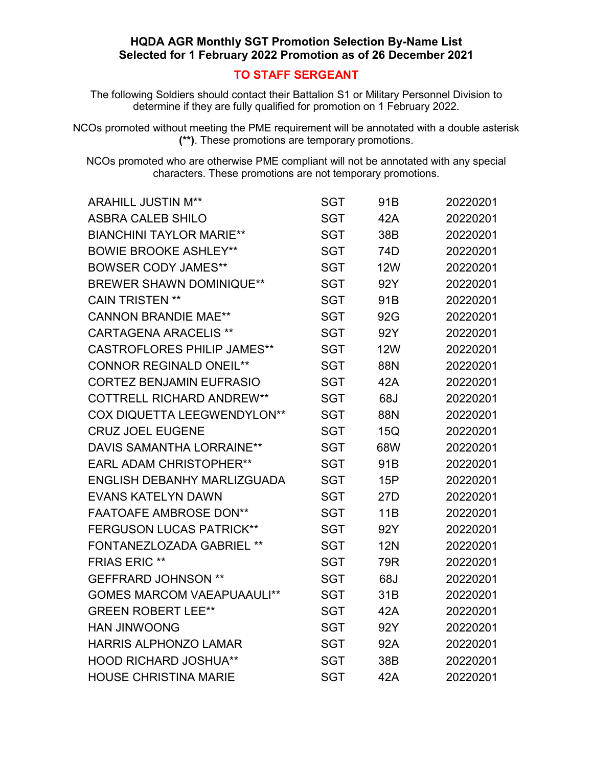**HQDA AGR Monthly SGT Promotion Selection By-Name List**
**Selected for 1 February 2022 Promotion as of 26 December 2021**

**TO STAFF SERGEANT**

The following Soldiers should contact their Battalion S1 or Military Personnel Division to determine if they are fully qualified for promotion on 1 February 2022.

NCOs promoted without meeting the PME requirement will be annotated with a double asterisk **(**)**. These promotions are temporary promotions.

NCOs promoted who are otherwise PME compliant will not be annotated with any special characters. These promotions are not temporary promotions.

| | | | |
|---|---|---|---|
| ARAHILL JUSTIN M** | SGT | 91B | 20220201 |
| ASBRA CALEB SHILO | SGT | 42A | 20220201 |
| BIANCHINI TAYLOR MARIE** | SGT | 38B | 20220201 |
| BOWIE BROOKE ASHLEY** | SGT | 74D | 20220201 |
| BOWSER CODY JAMES** | SGT | 12W | 20220201 |
| BREWER SHAWN DOMINIQUE** | SGT | 92Y | 20220201 |
| CAIN TRISTEN ** | SGT | 91B | 20220201 |
| CANNON BRANDIE MAE** | SGT | 92G | 20220201 |
| CARTAGENA ARACELIS ** | SGT | 92Y | 20220201 |
| CASTROFLORES PHILIP JAMES** | SGT | 12W | 20220201 |
| CONNOR REGINALD ONEIL** | SGT | 88N | 20220201 |
| CORTEZ BENJAMIN EUFRASIO | SGT | 42A | 20220201 |
| COTTRELL RICHARD ANDREW** | SGT | 68J | 20220201 |
| COX DIQUETTA LEEGWENDYLON** | SGT | 88N | 20220201 |
| CRUZ JOEL EUGENE | SGT | 15Q | 20220201 |
| DAVIS SAMANTHA LORRAINE** | SGT | 68W | 20220201 |
| EARL ADAM CHRISTOPHER** | SGT | 91B | 20220201 |
| ENGLISH DEBANHY MARLIZGUADA | SGT | 15P | 20220201 |
| EVANS KATELYN DAWN | SGT | 27D | 20220201 |
| FAATOAFE AMBROSE DON** | SGT | 11B | 20220201 |
| FERGUSON LUCAS PATRICK** | SGT | 92Y | 20220201 |
| FONTANEZLOZADA GABRIEL ** | SGT | 12N | 20220201 |
| FRIAS ERIC ** | SGT | 79R | 20220201 |
| GEFFRARD JOHNSON ** | SGT | 68J | 20220201 |
| GOMES MARCOM VAEAPUAAULI** | SGT | 31B | 20220201 |
| GREEN ROBERT LEE** | SGT | 42A | 20220201 |
| HAN JINWOONG | SGT | 92Y | 20220201 |
| HARRIS ALPHONZO LAMAR | SGT | 92A | 20220201 |
| HOOD RICHARD JOSHUA** | SGT | 38B | 20220201 |
| HOUSE CHRISTINA MARIE | SGT | 42A | 20220201 |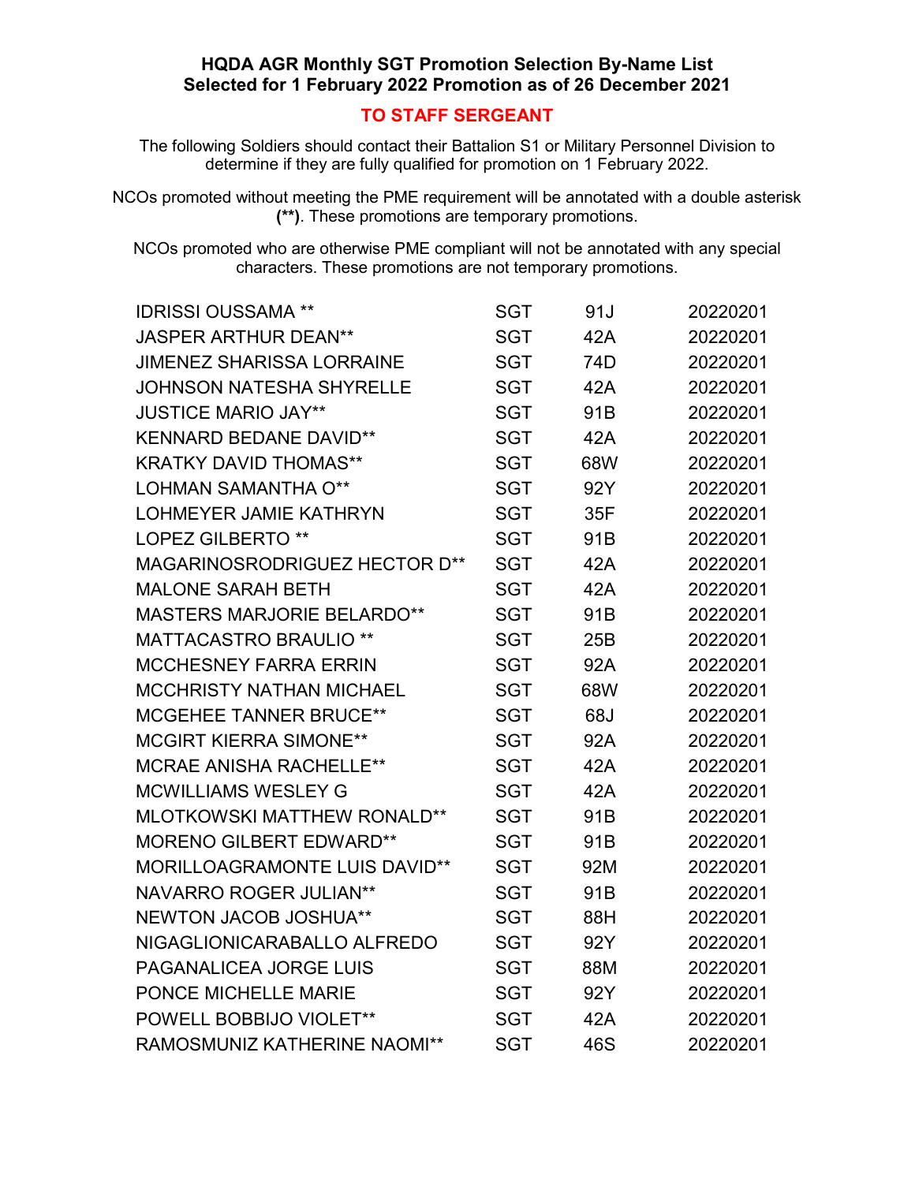**HQDA AGR Monthly SGT Promotion Selection By-Name List**
**Selected for 1 February 2022 Promotion as of 26 December 2021**

## TO STAFF SERGEANT

The following Soldiers should contact their Battalion S1 or Military Personnel Division to determine if they are fully qualified for promotion on 1 February 2022.

NCOs promoted without meeting the PME requirement will be annotated with a double asterisk **(**)**. These promotions are temporary promotions.

NCOs promoted who are otherwise PME compliant will not be annotated with any special characters. These promotions are not temporary promotions.

| | | | |
|---|---|---|---|
| IDRISSI OUSSAMA ** | SGT | 91J | 20220201 |
| JASPER ARTHUR DEAN** | SGT | 42A | 20220201 |
| JIMENEZ SHARISSA LORRAINE | SGT | 74D | 20220201 |
| JOHNSON NATESHA SHYRELLE | SGT | 42A | 20220201 |
| JUSTICE MARIO JAY** | SGT | 91B | 20220201 |
| KENNARD BEDANE DAVID** | SGT | 42A | 20220201 |
| KRATKY DAVID THOMAS** | SGT | 68W | 20220201 |
| LOHMAN SAMANTHA O** | SGT | 92Y | 20220201 |
| LOHMEYER JAMIE KATHRYN | SGT | 35F | 20220201 |
| LOPEZ GILBERTO ** | SGT | 91B | 20220201 |
| MAGARINOSRODRIGUEZ HECTOR D** | SGT | 42A | 20220201 |
| MALONE SARAH BETH | SGT | 42A | 20220201 |
| MASTERS MARJORIE BELARDO** | SGT | 91B | 20220201 |
| MATTACASTRO BRAULIO ** | SGT | 25B | 20220201 |
| MCCHESNEY FARRA ERRIN | SGT | 92A | 20220201 |
| MCCHRISTY NATHAN MICHAEL | SGT | 68W | 20220201 |
| MCGEHEE TANNER BRUCE** | SGT | 68J | 20220201 |
| MCGIRT KIERRA SIMONE** | SGT | 92A | 20220201 |
| MCRAE ANISHA RACHELLE** | SGT | 42A | 20220201 |
| MCWILLIAMS WESLEY G | SGT | 42A | 20220201 |
| MLOTKOWSKI MATTHEW RONALD** | SGT | 91B | 20220201 |
| MORENO GILBERT EDWARD** | SGT | 91B | 20220201 |
| MORILLOAGRAMONTE LUIS DAVID** | SGT | 92M | 20220201 |
| NAVARRO ROGER JULIAN** | SGT | 91B | 20220201 |
| NEWTON JACOB JOSHUA** | SGT | 88H | 20220201 |
| NIGAGLIONICARABALLO ALFREDO | SGT | 92Y | 20220201 |
| PAGANALICEA JORGE LUIS | SGT | 88M | 20220201 |
| PONCE MICHELLE MARIE | SGT | 92Y | 20220201 |
| POWELL BOBBIJO VIOLET** | SGT | 42A | 20220201 |
| RAMOSMUNIZ KATHERINE NAOMI** | SGT | 46S | 20220201 |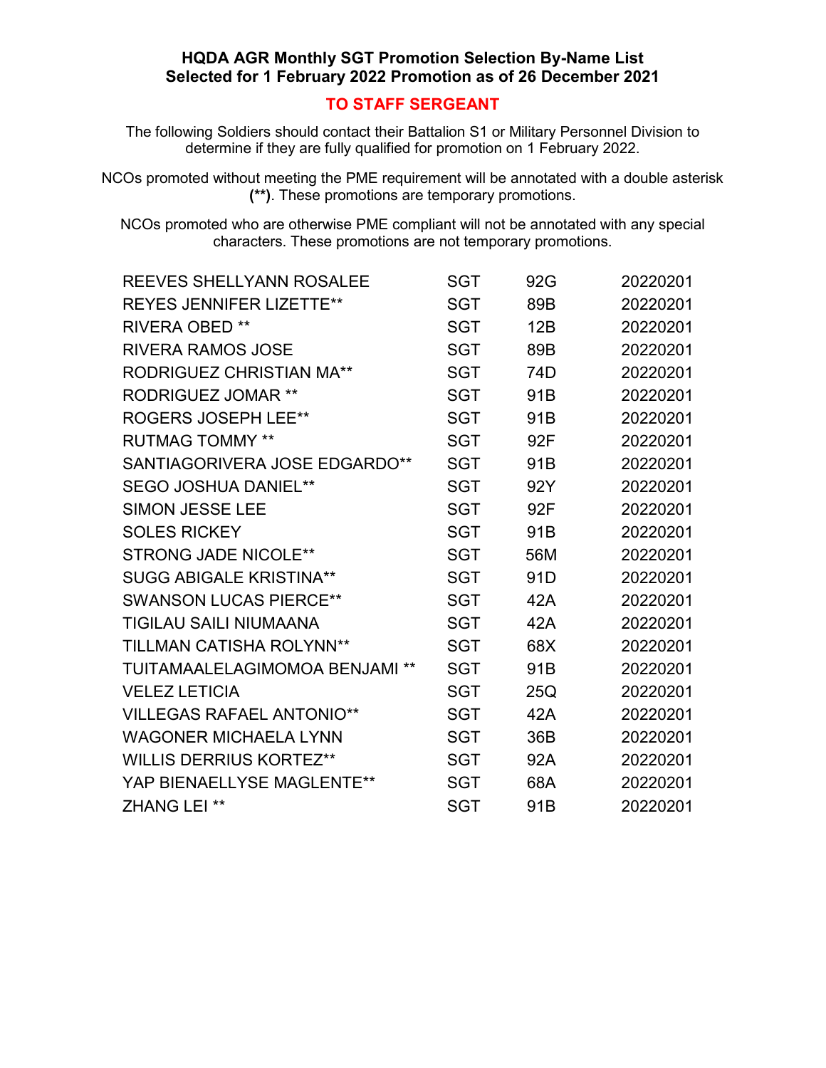**HQDA AGR Monthly SGT Promotion Selection By-Name List**
**Selected for 1 February 2022 Promotion as of 26 December 2021**

## TO STAFF SERGEANT

The following Soldiers should contact their Battalion S1 or Military Personnel Division to determine if they are fully qualified for promotion on 1 February 2022.

NCOs promoted without meeting the PME requirement will be annotated with a double asterisk **(**)**. These promotions are temporary promotions.

NCOs promoted who are otherwise PME compliant will not be annotated with any special characters. These promotions are not temporary promotions.

| | | | |
|---|---|---|---|
| REEVES SHELLYANN ROSALEE | SGT | 92G | 20220201 |
| REYES JENNIFER LIZETTE** | SGT | 89B | 20220201 |
| RIVERA OBED ** | SGT | 12B | 20220201 |
| RIVERA RAMOS JOSE | SGT | 89B | 20220201 |
| RODRIGUEZ CHRISTIAN MA** | SGT | 74D | 20220201 |
| RODRIGUEZ JOMAR ** | SGT | 91B | 20220201 |
| ROGERS JOSEPH LEE** | SGT | 91B | 20220201 |
| RUTMAG TOMMY ** | SGT | 92F | 20220201 |
| SANTIAGORIVERA JOSE EDGARDO** | SGT | 91B | 20220201 |
| SEGO JOSHUA DANIEL** | SGT | 92Y | 20220201 |
| SIMON JESSE LEE | SGT | 92F | 20220201 |
| SOLES RICKEY | SGT | 91B | 20220201 |
| STRONG JADE NICOLE** | SGT | 56M | 20220201 |
| SUGG ABIGALE KRISTINA** | SGT | 91D | 20220201 |
| SWANSON LUCAS PIERCE** | SGT | 42A | 20220201 |
| TIGILAU SAILI NIUMAANA | SGT | 42A | 20220201 |
| TILLMAN CATISHA ROLYNN** | SGT | 68X | 20220201 |
| TUITAMAALELAGIMOMOA BENJAMI ** | SGT | 91B | 20220201 |
| VELEZ LETICIA | SGT | 25Q | 20220201 |
| VILLEGAS RAFAEL ANTONIO** | SGT | 42A | 20220201 |
| WAGONER MICHAELA LYNN | SGT | 36B | 20220201 |
| WILLIS DERRIUS KORTEZ** | SGT | 92A | 20220201 |
| YAP BIENAELLYSE MAGLENTE** | SGT | 68A | 20220201 |
| ZHANG LEI ** | SGT | 91B | 20220201 |